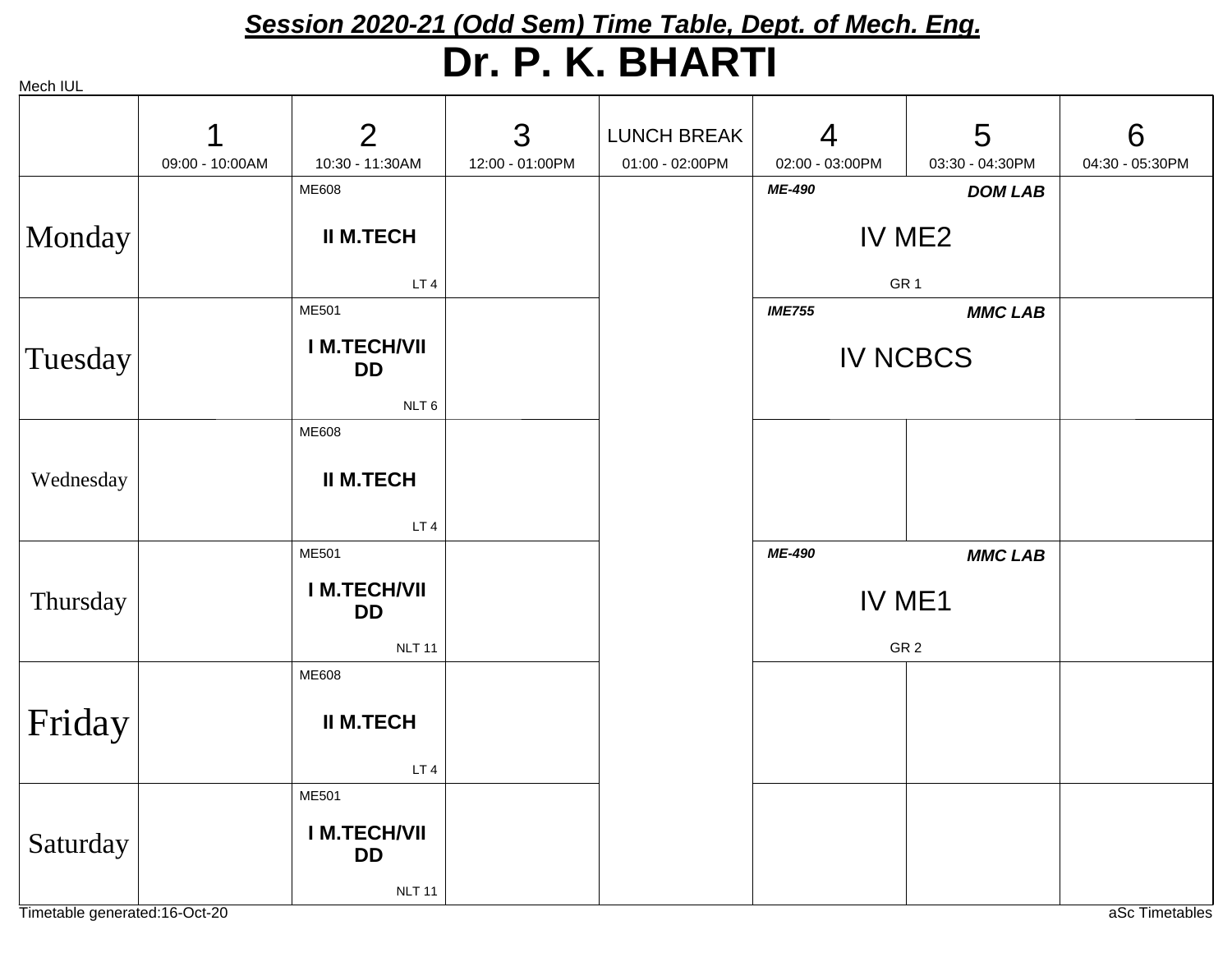## *Session 2020-21 (Odd Sem) Time Table, Dept. of Mech. Eng.*

# Dr. P. K. BHARTI

Mech IUL

| | 1<br>09:00 - 10:00AM | 2<br>10:30 - 11:30AM | 3<br>12:00 - 01:00PM | LUNCH BREAK<br>01:00 - 02:00PM | 4<br>02:00 - 03:00PM | 5<br>03:30 - 04:30PM | 6<br>04:30 - 05:30PM |
|---|---|---|---|---|---|---|---|
| Monday | | ME608<br>**II M.TECH**<br>LT 4 | | | ***ME-490*** ***DOM LAB***<br>IV ME2<br>GR 1 | | |
| Tuesday | | ME501<br>**I M.TECH/VII DD**<br>NLT 6 | | | ***IME755*** ***MMC LAB***<br>IV NCBCS | | |
| Wednesday | | ME608<br>**II M.TECH**<br>LT 4 | | | | | |
| Thursday | | ME501<br>**I M.TECH/VII DD**<br>NLT 11 | | | ***ME-490*** ***MMC LAB***<br>IV ME1<br>GR 2 | | |
| Friday | | ME608<br>**II M.TECH**<br>LT 4 | | | | | |
| Saturday | | ME501<br>**I M.TECH/VII DD**<br>NLT 11 | | | | | |

Timetable generated:16-Oct-20

aSc Timetables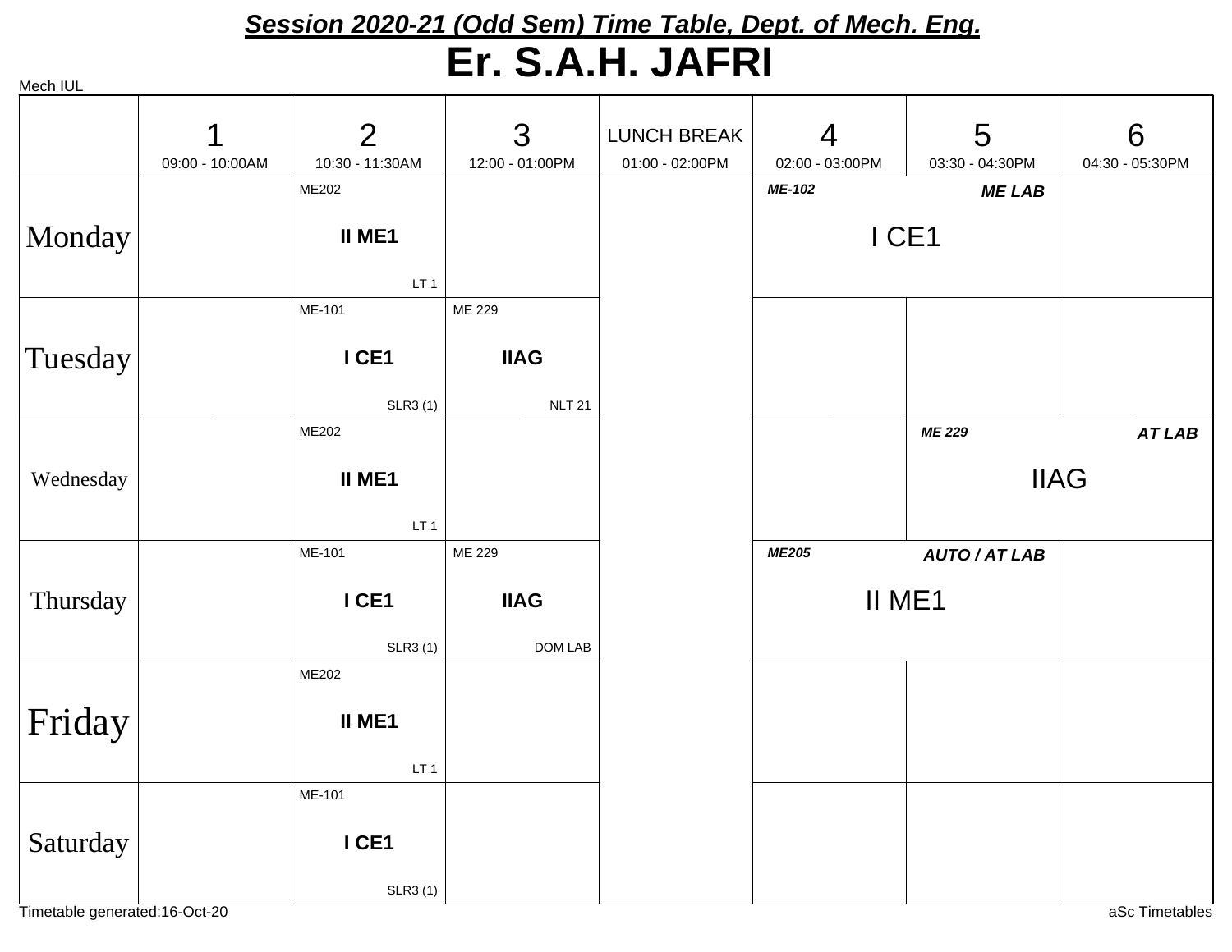## *Session 2020-21 (Odd Sem) Time Table, Dept. of Mech. Eng.*

# Er. S.A.H. JAFRI

Mech IUL

| | 1<br>09:00 - 10:00AM | 2<br>10:30 - 11:30AM | 3<br>12:00 - 01:00PM | LUNCH BREAK<br>01:00 - 02:00PM | 4<br>02:00 - 03:00PM | 5<br>03:30 - 04:30PM | 6<br>04:30 - 05:30PM |
|---|---|---|---|---|---|---|---|
| Monday | | ME202<br>**II ME1**<br>LT 1 | | | ***ME-102*** ***ME LAB***<br>I CE1 | | |
| Tuesday | | ME-101<br>**I CE1**<br>SLR3 (1) | ME 229<br>**IIAG**<br>NLT 21 | | | | |
| Wednesday | | ME202<br>**II ME1**<br>LT 1 | | | | ***ME 229*** ***AT LAB***<br>IIAG | |
| Thursday | | ME-101<br>**I CE1**<br>SLR3 (1) | ME 229<br>**IIAG**<br>DOM LAB | | ***ME205*** ***AUTO / AT LAB***<br>II ME1 | | |
| Friday | | ME202<br>**II ME1**<br>LT 1 | | | | | |
| Saturday | | ME-101<br>**I CE1**<br>SLR3 (1) | | | | | |

Timetable generated:16-Oct-20

aSc Timetables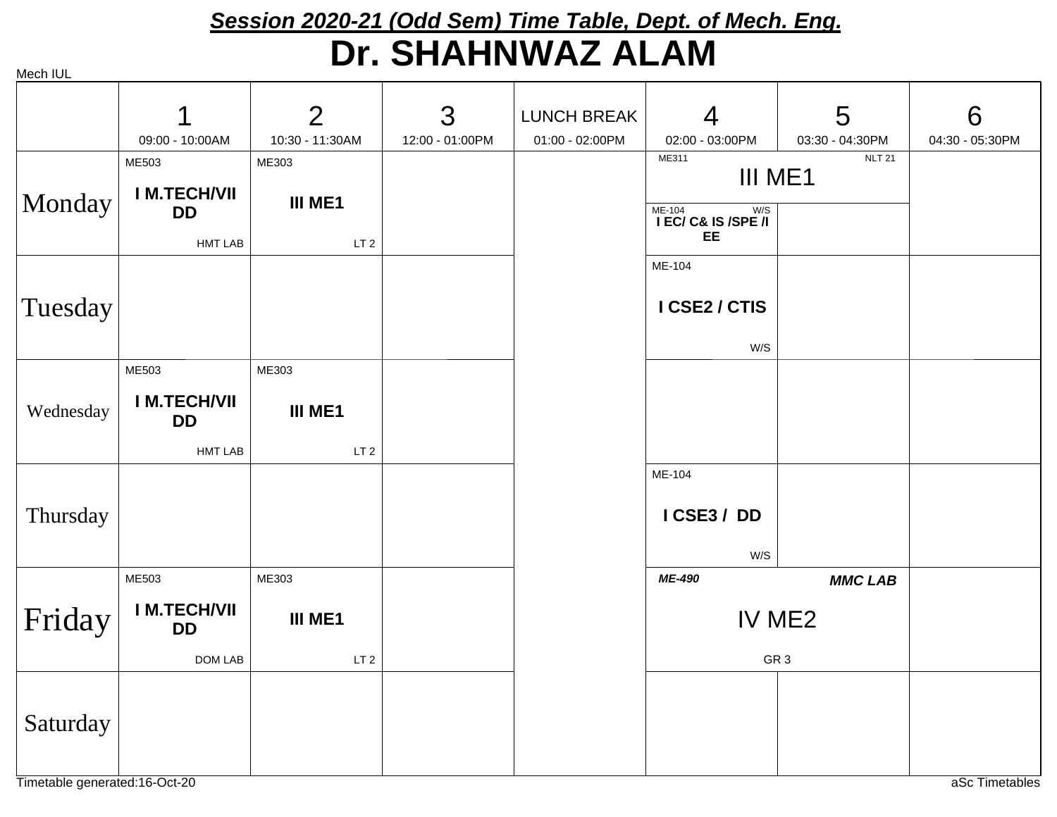## Session 2020-21 (Odd Sem) Time Table, Dept. of Mech. Eng.

# Dr. SHAHNWAZ ALAM

Mech IUL

| | 1<br>09:00 - 10:00AM | 2<br>10:30 - 11:30AM | 3<br>12:00 - 01:00PM | LUNCH BREAK<br>01:00 - 02:00PM | 4<br>02:00 - 03:00PM | 5<br>03:30 - 04:30PM | 6<br>04:30 - 05:30PM |
|---|---|---|---|---|---|---|---|
| Monday | ME503 **I M.TECH/VII DD** HMT LAB | ME303 **III ME1** LT 2 | | | ME311 III ME1 NLT 21 (spans 4–5) / ME-104 W/S **I EC/ C& IS /SPE /I EE** | | |
| Tuesday | | | | | ME-104 **I CSE2 / CTIS** W/S | | |
| Wednesday | ME503 **I M.TECH/VII DD** HMT LAB | ME303 **III ME1** LT 2 | | | | | |
| Thursday | | | | | ME-104 **I CSE3 / DD** W/S | | |
| Friday | ME503 **I M.TECH/VII DD** DOM LAB | ME303 **III ME1** LT 2 | | | ***ME-490*** IV ME2 GR 3 ***MMC LAB*** (spans 4–5) | | |
| Saturday | | | | | | | |

Timetable generated:16-Oct-20

aSc Timetables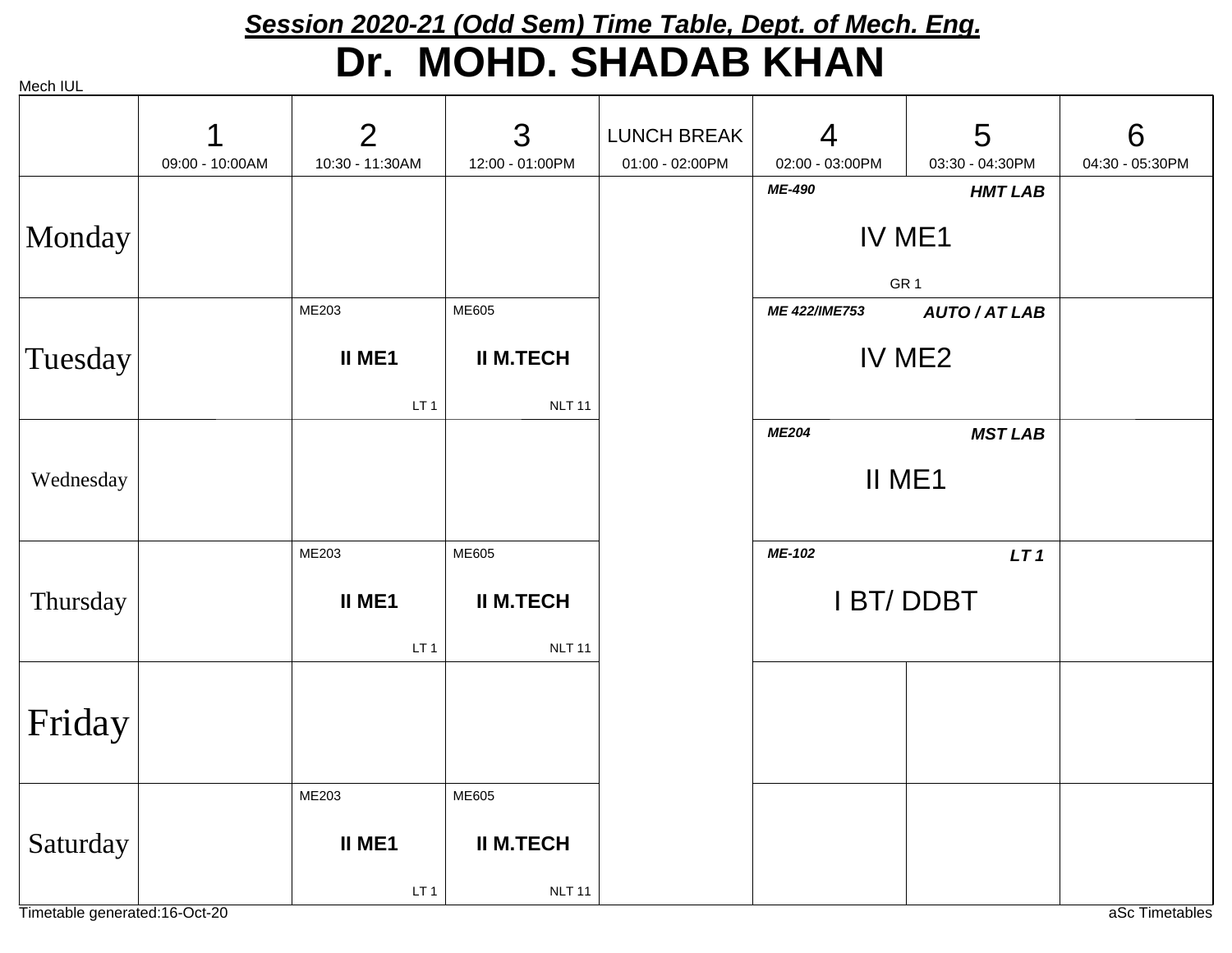## *Session 2020-21 (Odd Sem) Time Table, Dept. of Mech. Eng.*

# Dr. MOHD. SHADAB KHAN

Mech IUL

| | 1<br>09:00 - 10:00AM | 2<br>10:30 - 11:30AM | 3<br>12:00 - 01:00PM | LUNCH BREAK<br>01:00 - 02:00PM | 4<br>02:00 - 03:00PM | 5<br>03:30 - 04:30PM | 6<br>04:30 - 05:30PM |
|---|---|---|---|---|---|---|---|
| Monday | | | | | *ME-490* **HMT LAB** IV ME1 GR 1 | | |
| Tuesday | | ME203 **II ME1** LT 1 | ME605 **II M.TECH** NLT 11 | | *ME 422/IME753* **AUTO / AT LAB** IV ME2 | | |
| Wednesday | | | | | *ME204* **MST LAB** II ME1 | | |
| Thursday | | ME203 **II ME1** LT 1 | ME605 **II M.TECH** NLT 11 | | *ME-102* **LT 1** I BT/ DDBT | | |
| Friday | | | | | | | |
| Saturday | | ME203 **II ME1** LT 1 | ME605 **II M.TECH** NLT 11 | | | | |

Timetable generated:16-Oct-20

aSc Timetables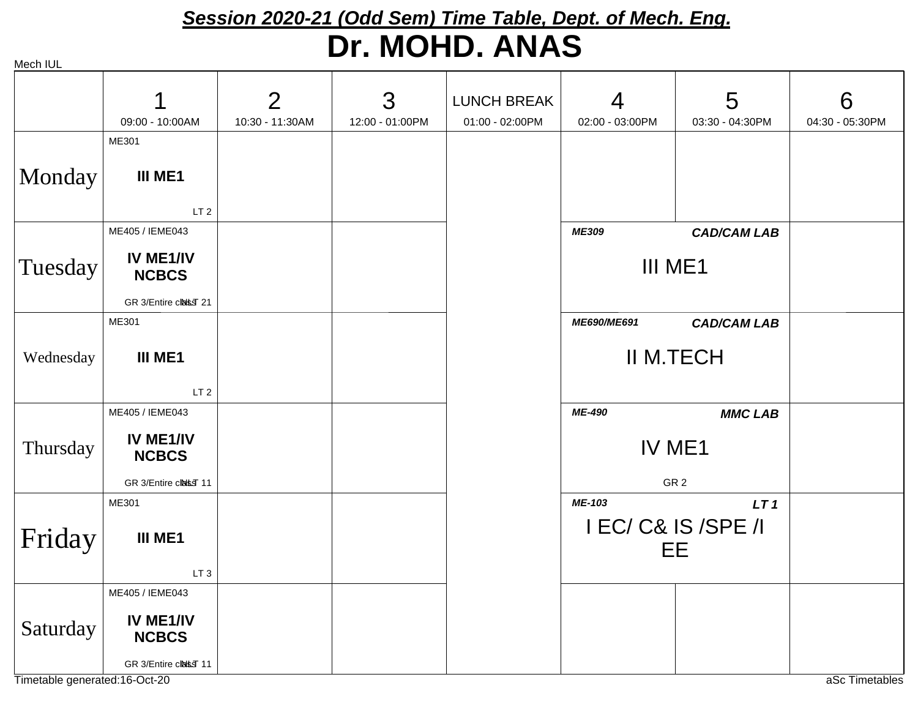## *Session 2020-21 (Odd Sem) Time Table, Dept. of Mech. Eng.*

# Dr. MOHD. ANAS

Mech IUL

| | 1<br>09:00 - 10:00AM | 2<br>10:30 - 11:30AM | 3<br>12:00 - 01:00PM | LUNCH BREAK<br>01:00 - 02:00PM | 4<br>02:00 - 03:00PM | 5<br>03:30 - 04:30PM | 6<br>04:30 - 05:30PM |
|---|---|---|---|---|---|---|---|
| Monday | ME301<br>**III ME1**<br>LT 2 | | | | | | |
| Tuesday | ME405 / IEME043<br>**IV ME1/IV NCBCS**<br>GR 3/Entire class NLT 21 | | | | ***ME309*** ***CAD/CAM LAB***<br>III ME1 | | |
| Wednesday | ME301<br>**III ME1**<br>LT 2 | | | | ***ME690/ME691*** ***CAD/CAM LAB***<br>II M.TECH | | |
| Thursday | ME405 / IEME043<br>**IV ME1/IV NCBCS**<br>GR 3/Entire class NLT 11 | | | | ***ME-490*** ***MMC LAB***<br>IV ME1<br>GR 2 | | |
| Friday | ME301<br>**III ME1**<br>LT 3 | | | | ***ME-103*** ***LT 1***<br>I EC/ C& IS /SPE /I EE | | |
| Saturday | ME405 / IEME043<br>**IV ME1/IV NCBCS**<br>GR 3/Entire class NLT 11 | | | | | | |

Timetable generated:16-Oct-20

aSc Timetables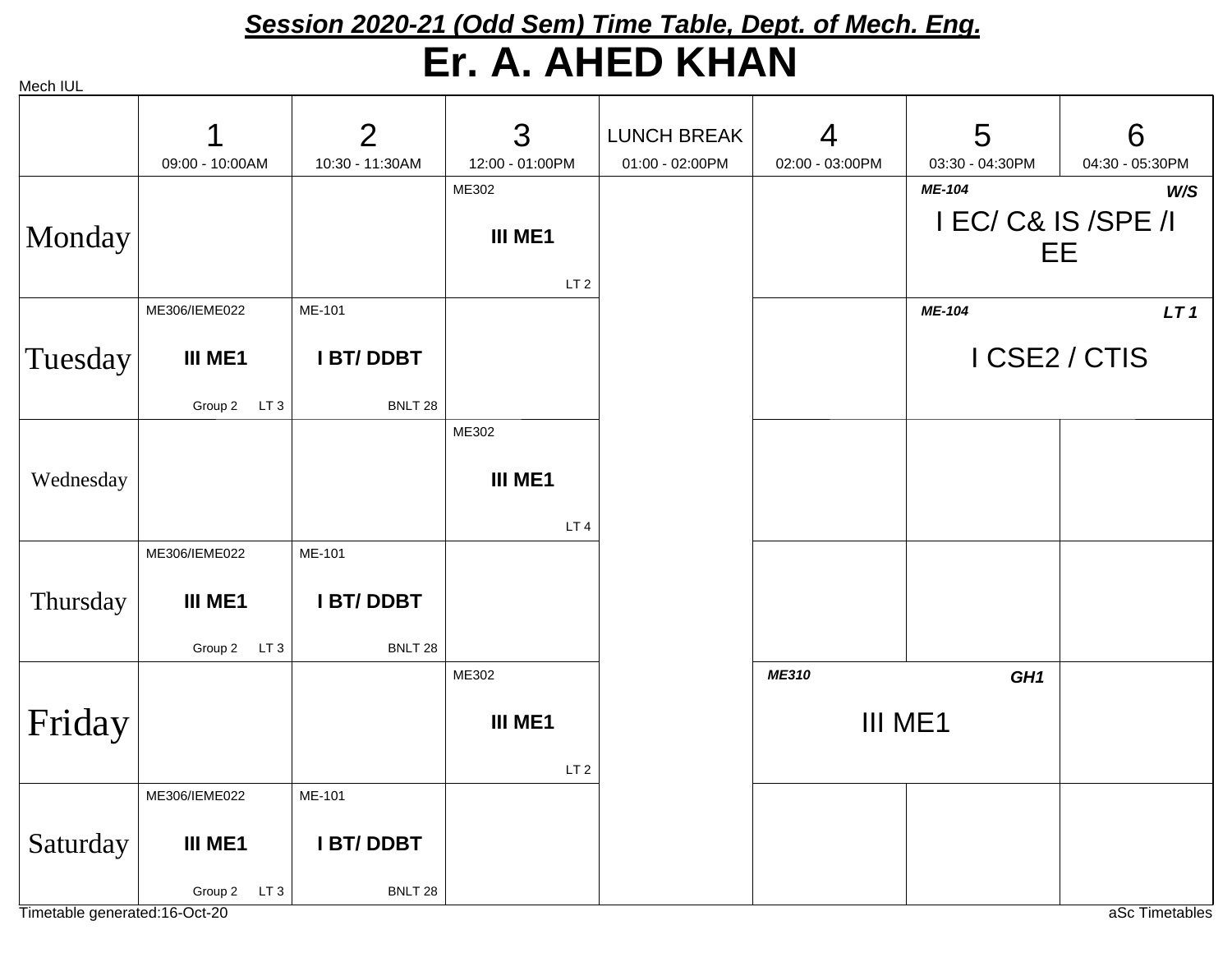# Session 2020-21 (Odd Sem) Time Table, Dept. of Mech. Eng.

# Er. A. AHED KHAN

Mech IUL

| | 1<br>09:00 - 10:00AM | 2<br>10:30 - 11:30AM | 3<br>12:00 - 01:00PM | LUNCH BREAK<br>01:00 - 02:00PM | 4<br>02:00 - 03:00PM | 5<br>03:30 - 04:30PM | 6<br>04:30 - 05:30PM |
|---|---|---|---|---|---|---|---|
| Monday | | | ME302<br>**III ME1**<br>LT 2 | | | ***ME-104*** ***W/S***<br>I EC/ C& IS /SPE /I EE | |
| Tuesday | ME306/IEME022<br>**III ME1**<br>Group 2 LT 3 | ME-101<br>**I BT/ DDBT**<br>BNLT 28 | | | | ***ME-104*** ***LT 1***<br>I CSE2 / CTIS | |
| Wednesday | | | ME302<br>**III ME1**<br>LT 4 | | | | |
| Thursday | ME306/IEME022<br>**III ME1**<br>Group 2 LT 3 | ME-101<br>**I BT/ DDBT**<br>BNLT 28 | | | | | |
| Friday | | | ME302<br>**III ME1**<br>LT 2 | | ***ME310*** ***GH1***<br>III ME1 | | |
| Saturday | ME306/IEME022<br>**III ME1**<br>Group 2 LT 3 | ME-101<br>**I BT/ DDBT**<br>BNLT 28 | | | | | |

Timetable generated:16-Oct-20

aSc Timetables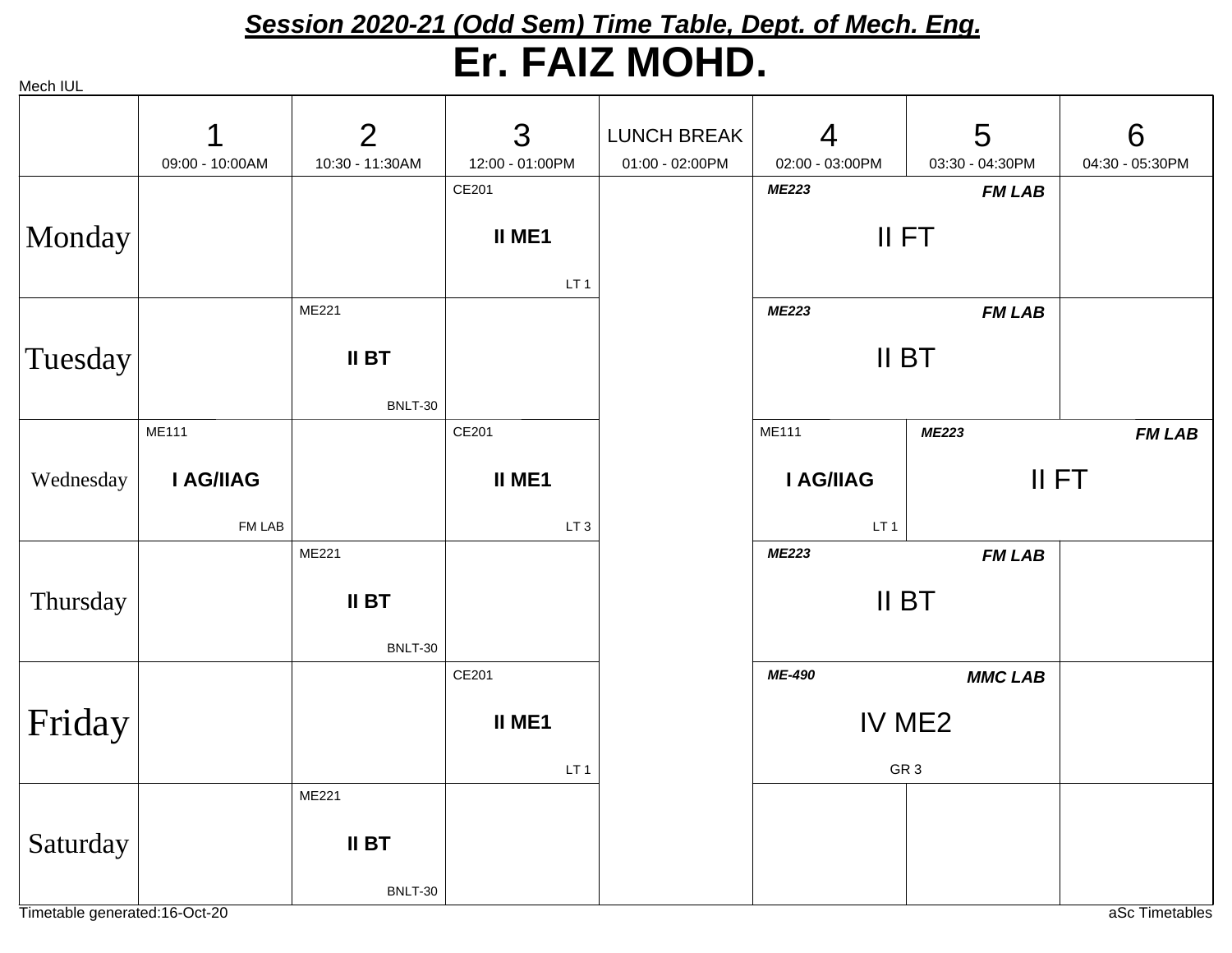## *Session 2020-21 (Odd Sem) Time Table, Dept. of Mech. Eng.*

# Er. FAIZ MOHD.

Mech IUL

| | 1<br>09:00 - 10:00AM | 2<br>10:30 - 11:30AM | 3<br>12:00 - 01:00PM | LUNCH BREAK<br>01:00 - 02:00PM | 4<br>02:00 - 03:00PM | 5<br>03:30 - 04:30PM | 6<br>04:30 - 05:30PM |
|---|---|---|---|---|---|---|---|
| Monday | | | CE201<br>**II ME1**<br>LT 1 | | ***ME223*** ***FM LAB***<br>II FT | | |
| Tuesday | | ME221<br>**II BT**<br>BNLT-30 | | | ***ME223*** ***FM LAB***<br>II BT | | |
| Wednesday | ME111<br>**I AG/IIAG**<br>FM LAB | | CE201<br>**II ME1**<br>LT 3 | | ME111<br>**I AG/IIAG**<br>LT 1 | ***ME223*** ***FM LAB***<br>II FT | |
| Thursday | | ME221<br>**II BT**<br>BNLT-30 | | | ***ME223*** ***FM LAB***<br>II BT | | |
| Friday | | | CE201<br>**II ME1**<br>LT 1 | | ***ME-490*** ***MMC LAB***<br>IV ME2<br>GR 3 | | |
| Saturday | | ME221<br>**II BT**<br>BNLT-30 | | | | | |

Timetable generated:16-Oct-20

aSc Timetables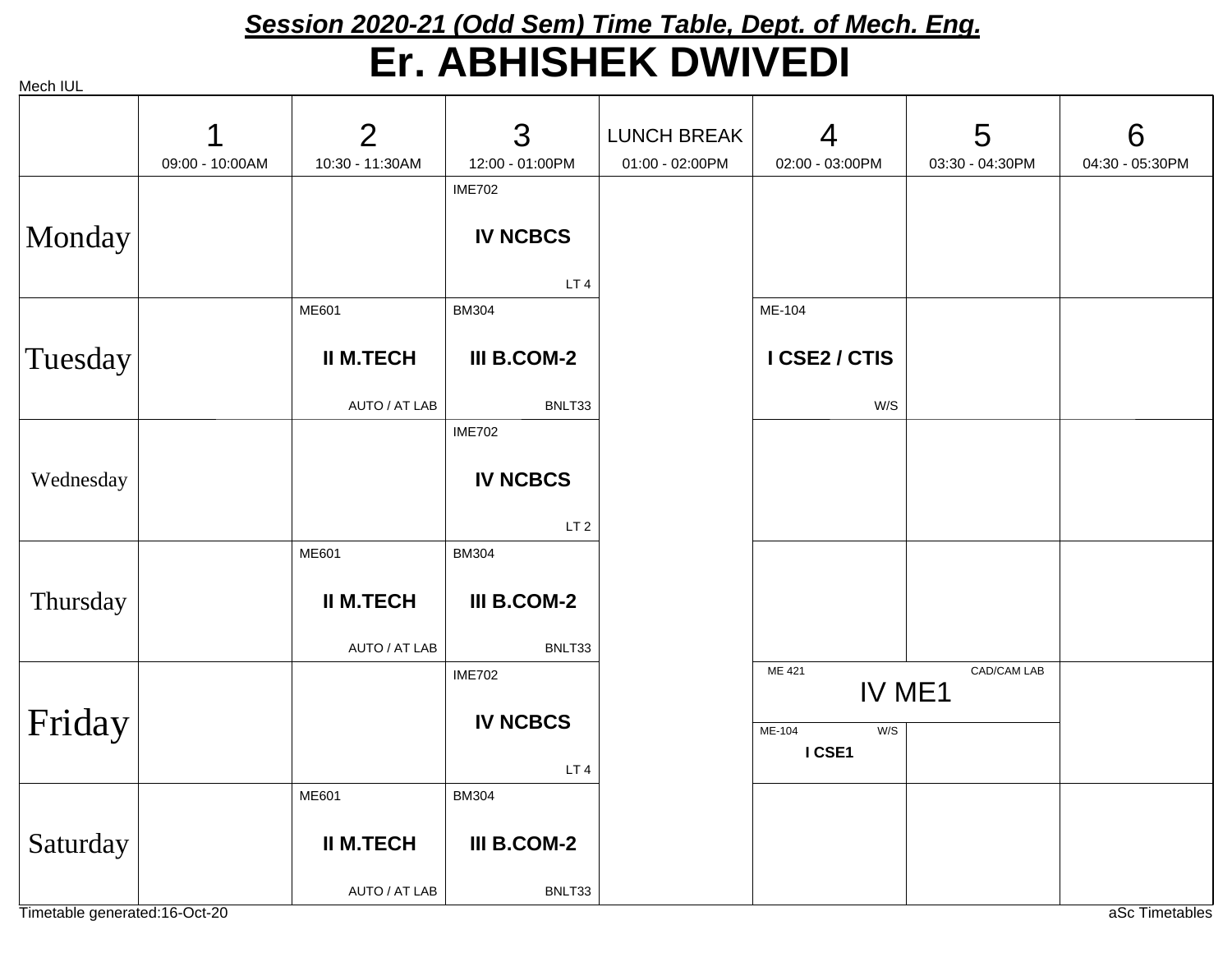# *Session 2020-21 (Odd Sem) Time Table, Dept. of Mech. Eng.*

# Er. ABHISHEK DWIVEDI

Mech IUL

| | 1<br>09:00 - 10:00AM | 2<br>10:30 - 11:30AM | 3<br>12:00 - 01:00PM | LUNCH BREAK<br>01:00 - 02:00PM | 4<br>02:00 - 03:00PM | 5<br>03:30 - 04:30PM | 6<br>04:30 - 05:30PM |
|---|---|---|---|---|---|---|---|
| Monday | | | IME702<br>**IV NCBCS**<br>LT 4 | | | | |
| Tuesday | | ME601<br>**II M.TECH**<br>AUTO / AT LAB | BM304<br>**III B.COM-2**<br>BNLT33 | | ME-104<br>**I CSE2 / CTIS**<br>W/S | | |
| Wednesday | | | IME702<br>**IV NCBCS**<br>LT 2 | | | | |
| Thursday | | ME601<br>**II M.TECH**<br>AUTO / AT LAB | BM304<br>**III B.COM-2**<br>BNLT33 | | | | |
| Friday | | | IME702<br>**IV NCBCS**<br>LT 4 | | ME 421 CAD/CAM LAB IV ME1 (spans 4–5)<br>ME-104 W/S **I CSE1** | | |
| Saturday | | ME601<br>**II M.TECH**<br>AUTO / AT LAB | BM304<br>**III B.COM-2**<br>BNLT33 | | | | |

Timetable generated:16-Oct-20

aSc Timetables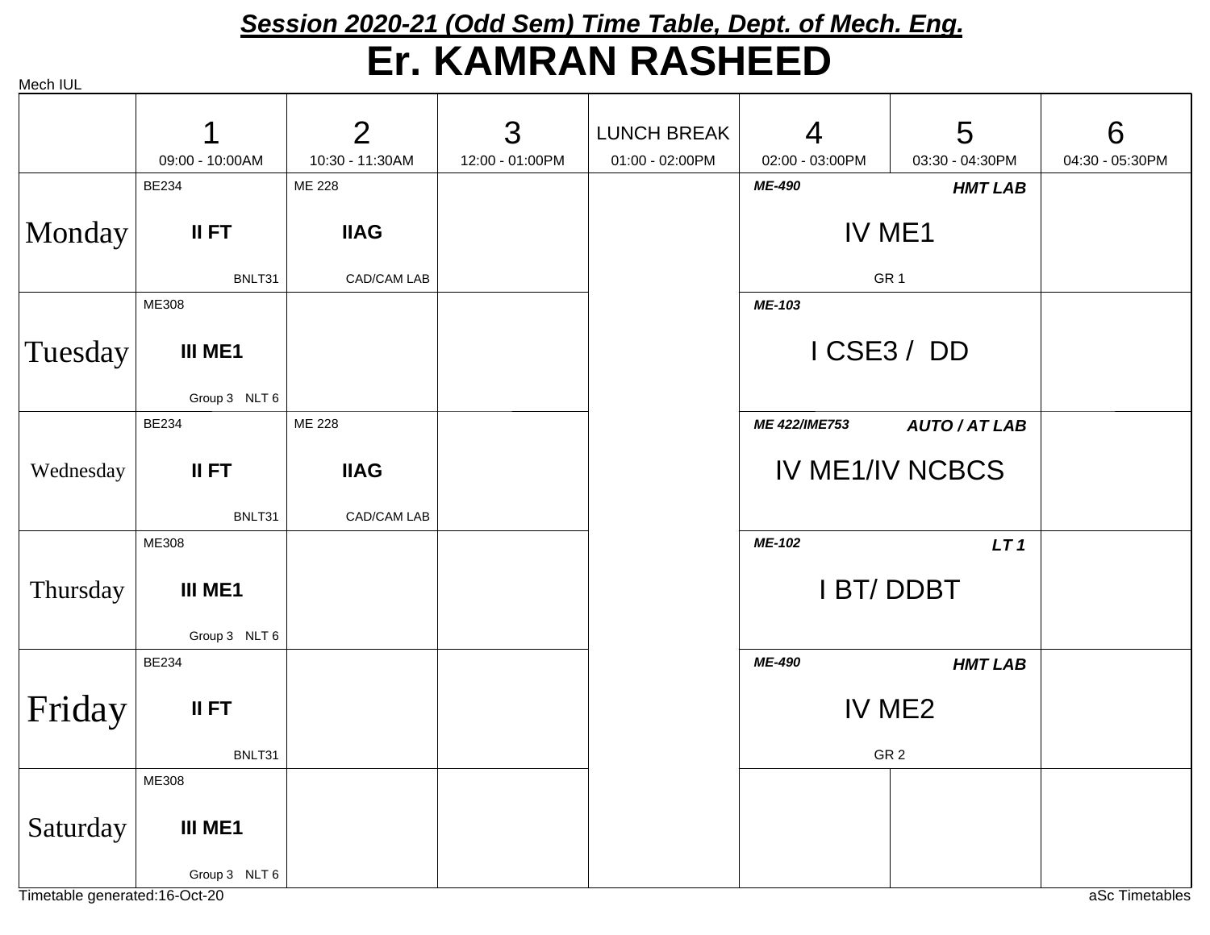# Session 2020-21 (Odd Sem) Time Table, Dept. of Mech. Eng.

# Er. KAMRAN RASHEED

Mech IUL

| | 1<br>09:00 - 10:00AM | 2<br>10:30 - 11:30AM | 3<br>12:00 - 01:00PM | LUNCH BREAK<br>01:00 - 02:00PM | 4<br>02:00 - 03:00PM | 5<br>03:30 - 04:30PM | 6<br>04:30 - 05:30PM |
|---|---|---|---|---|---|---|---|
| Monday | BE234<br>**II FT**<br>BNLT31 | ME 228<br>**IIAG**<br>CAD/CAM LAB | | | *ME-490* ***HMT LAB***<br>IV ME1<br>GR 1 | | |
| Tuesday | ME308<br>**III ME1**<br>Group 3 NLT 6 | | | | *ME-103*<br>I CSE3 / DD | | |
| Wednesday | BE234<br>**II FT**<br>BNLT31 | ME 228<br>**IIAG**<br>CAD/CAM LAB | | | *ME 422/IME753* ***AUTO / AT LAB***<br>IV ME1/IV NCBCS | | |
| Thursday | ME308<br>**III ME1**<br>Group 3 NLT 6 | | | | *ME-102* ***LT 1***<br>I BT/ DDBT | | |
| Friday | BE234<br>**II FT**<br>BNLT31 | | | | *ME-490* ***HMT LAB***<br>IV ME2<br>GR 2 | | |
| Saturday | ME308<br>**III ME1**<br>Group 3 NLT 6 | | | | | | |

Timetable generated:16-Oct-20

aSc Timetables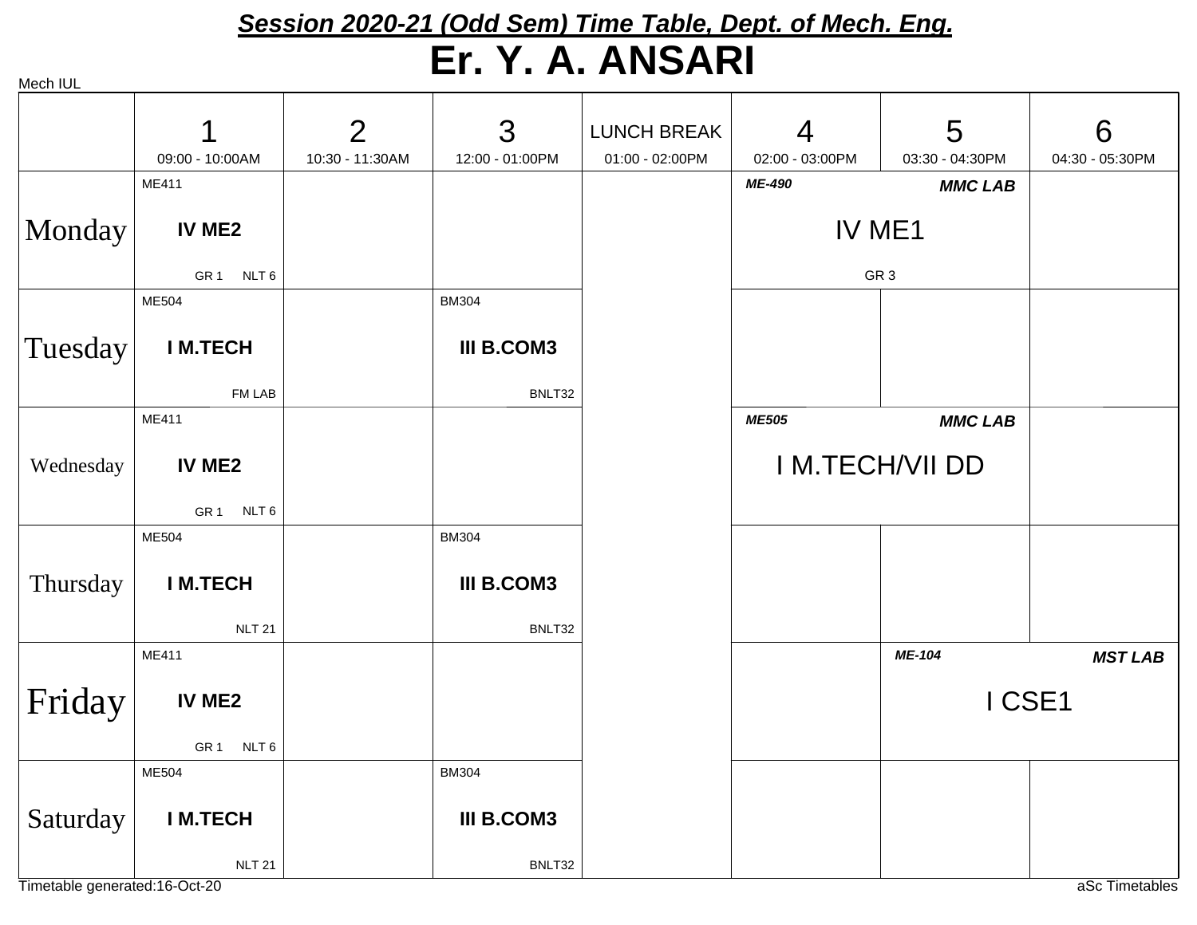# *Session 2020-21 (Odd Sem) Time Table, Dept. of Mech. Eng.*

## Er. Y. A. ANSARI

Mech IUL

| | 1<br>09:00 - 10:00AM | 2<br>10:30 - 11:30AM | 3<br>12:00 - 01:00PM | LUNCH BREAK<br>01:00 - 02:00PM | 4<br>02:00 - 03:00PM | 5<br>03:30 - 04:30PM | 6<br>04:30 - 05:30PM |
|---|---|---|---|---|---|---|---|
| Monday | ME411<br>**IV ME2**<br>GR 1 NLT 6 | | | | ***ME-490*** ***MMC LAB***<br>IV ME1<br>GR 3 | | |
| Tuesday | ME504<br>**I M.TECH**<br>FM LAB | | BM304<br>**III B.COM3**<br>BNLT32 | | | | |
| Wednesday | ME411<br>**IV ME2**<br>GR 1 NLT 6 | | | | ***ME505*** ***MMC LAB***<br>I M.TECH/VII DD | | |
| Thursday | ME504<br>**I M.TECH**<br>NLT 21 | | BM304<br>**III B.COM3**<br>BNLT32 | | | | |
| Friday | ME411<br>**IV ME2**<br>GR 1 NLT 6 | | | | | ***ME-104*** ***MST LAB***<br>I CSE1 | |
| Saturday | ME504<br>**I M.TECH**<br>NLT 21 | | BM304<br>**III B.COM3**<br>BNLT32 | | | | |

Timetable generated:16-Oct-20 aSc Timetables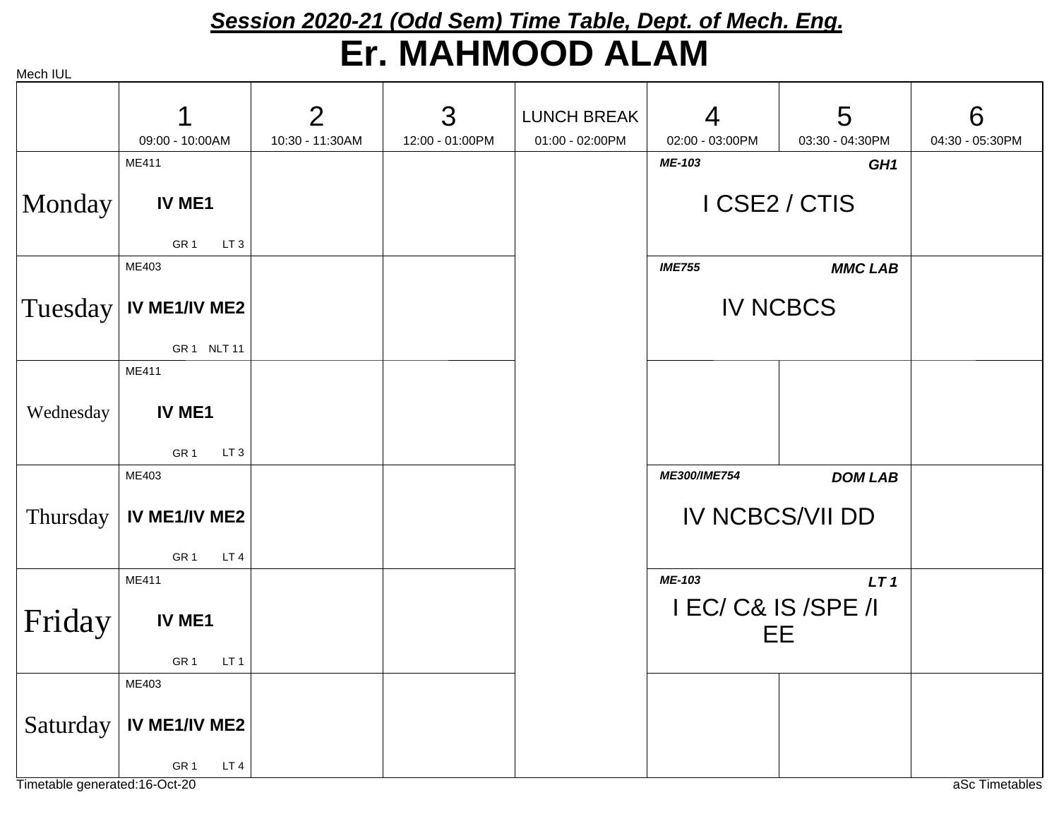# *Session 2020-21 (Odd Sem) Time Table, Dept. of Mech. Eng.*

# Er. MAHMOOD ALAM

Mech IUL

| | 1<br>09:00 - 10:00AM | 2<br>10:30 - 11:30AM | 3<br>12:00 - 01:00PM | LUNCH BREAK<br>01:00 - 02:00PM | 4<br>02:00 - 03:00PM | 5<br>03:30 - 04:30PM | 6<br>04:30 - 05:30PM |
|---|---|---|---|---|---|---|---|
| Monday | ME411<br>**IV ME1**<br>GR 1 LT 3 | | | | ***ME-103*** ***GH1***<br>I CSE2 / CTIS | | |
| Tuesday | ME403<br>**IV ME1/IV ME2**<br>GR 1 NLT 11 | | | | ***IME755*** ***MMC LAB***<br>IV NCBCS | | |
| Wednesday | ME411<br>**IV ME1**<br>GR 1 LT 3 | | | | | | |
| Thursday | ME403<br>**IV ME1/IV ME2**<br>GR 1 LT 4 | | | | ***ME300/IME754*** ***DOM LAB***<br>IV NCBCS/VII DD | | |
| Friday | ME411<br>**IV ME1**<br>GR 1 LT 1 | | | | ***ME-103*** ***LT 1***<br>I EC/ C& IS /SPE /I EE | | |
| Saturday | ME403<br>**IV ME1/IV ME2**<br>GR 1 LT 4 | | | | | | |

Timetable generated:16-Oct-20 aSc Timetables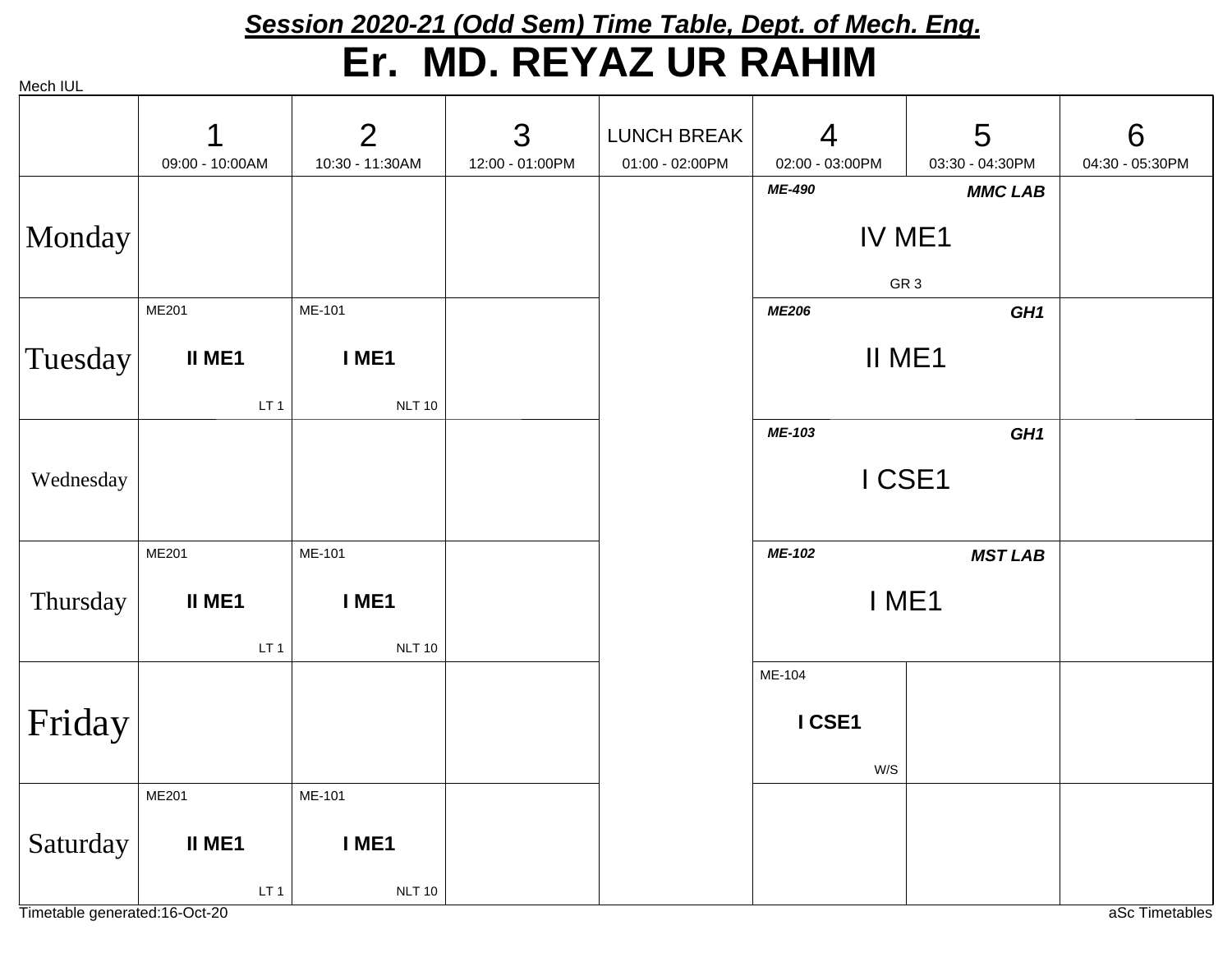# Session 2020-21 (Odd Sem) Time Table, Dept. of Mech. Eng.

# Er. MD. REYAZ UR RAHIM

Mech IUL

| | 1<br>09:00 - 10:00AM | 2<br>10:30 - 11:30AM | 3<br>12:00 - 01:00PM | LUNCH BREAK<br>01:00 - 02:00PM | 4<br>02:00 - 03:00PM | 5<br>03:30 - 04:30PM | 6<br>04:30 - 05:30PM |
|---|---|---|---|---|---|---|---|
| Monday | | | | | ***ME-490*** ***MMC LAB*** IV ME1 GR 3 | | |
| Tuesday | ME201 **II ME1** LT 1 | ME-101 **I ME1** NLT 10 | | | ***ME206*** ***GH1*** II ME1 | | |
| Wednesday | | | | | ***ME-103*** ***GH1*** I CSE1 | | |
| Thursday | ME201 **II ME1** LT 1 | ME-101 **I ME1** NLT 10 | | | ***ME-102*** ***MST LAB*** I ME1 | | |
| Friday | | | | | ME-104 **I CSE1** W/S | | |
| Saturday | ME201 **II ME1** LT 1 | ME-101 **I ME1** NLT 10 | | | | | |

Timetable generated:16-Oct-20

aSc Timetables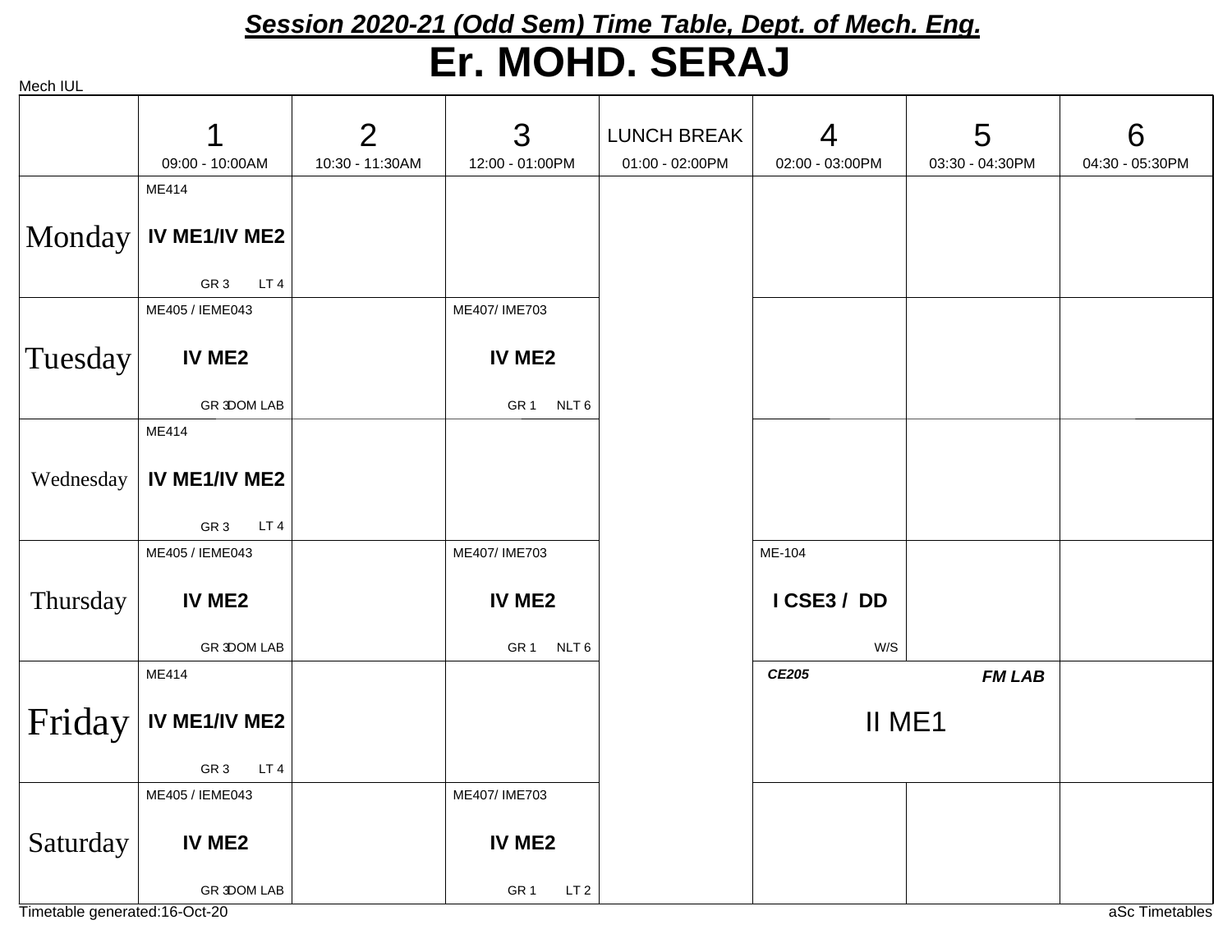# Session 2020-21 (Odd Sem) Time Table, Dept. of Mech. Eng.

# Er. MOHD. SERAJ

Mech IUL

| | 1<br>09:00 - 10:00AM | 2<br>10:30 - 11:30AM | 3<br>12:00 - 01:00PM | LUNCH BREAK<br>01:00 - 02:00PM | 4<br>02:00 - 03:00PM | 5<br>03:30 - 04:30PM | 6<br>04:30 - 05:30PM |
|---|---|---|---|---|---|---|---|
| Monday | ME414<br>**IV ME1/IV ME2**<br>GR 3 LT 4 | | | | | | |
| Tuesday | ME405 / IEME043<br>**IV ME2**<br>GR 3 DOM LAB | | ME407/ IME703<br>**IV ME2**<br>GR 1 NLT 6 | | | | |
| Wednesday | ME414<br>**IV ME1/IV ME2**<br>GR 3 LT 4 | | | | | | |
| Thursday | ME405 / IEME043<br>**IV ME2**<br>GR 3 DOM LAB | | ME407/ IME703<br>**IV ME2**<br>GR 1 NLT 6 | | ME-104<br>**I CSE3 / DD**<br>W/S | | |
| Friday | ME414<br>**IV ME1/IV ME2**<br>GR 3 LT 4 | | | | ***CE205*** ***FM LAB***<br>II ME1 | | |
| Saturday | ME405 / IEME043<br>**IV ME2**<br>GR 3 DOM LAB | | ME407/ IME703<br>**IV ME2**<br>GR 1 LT 2 | | | | |

Timetable generated:16-Oct-20

aSc Timetables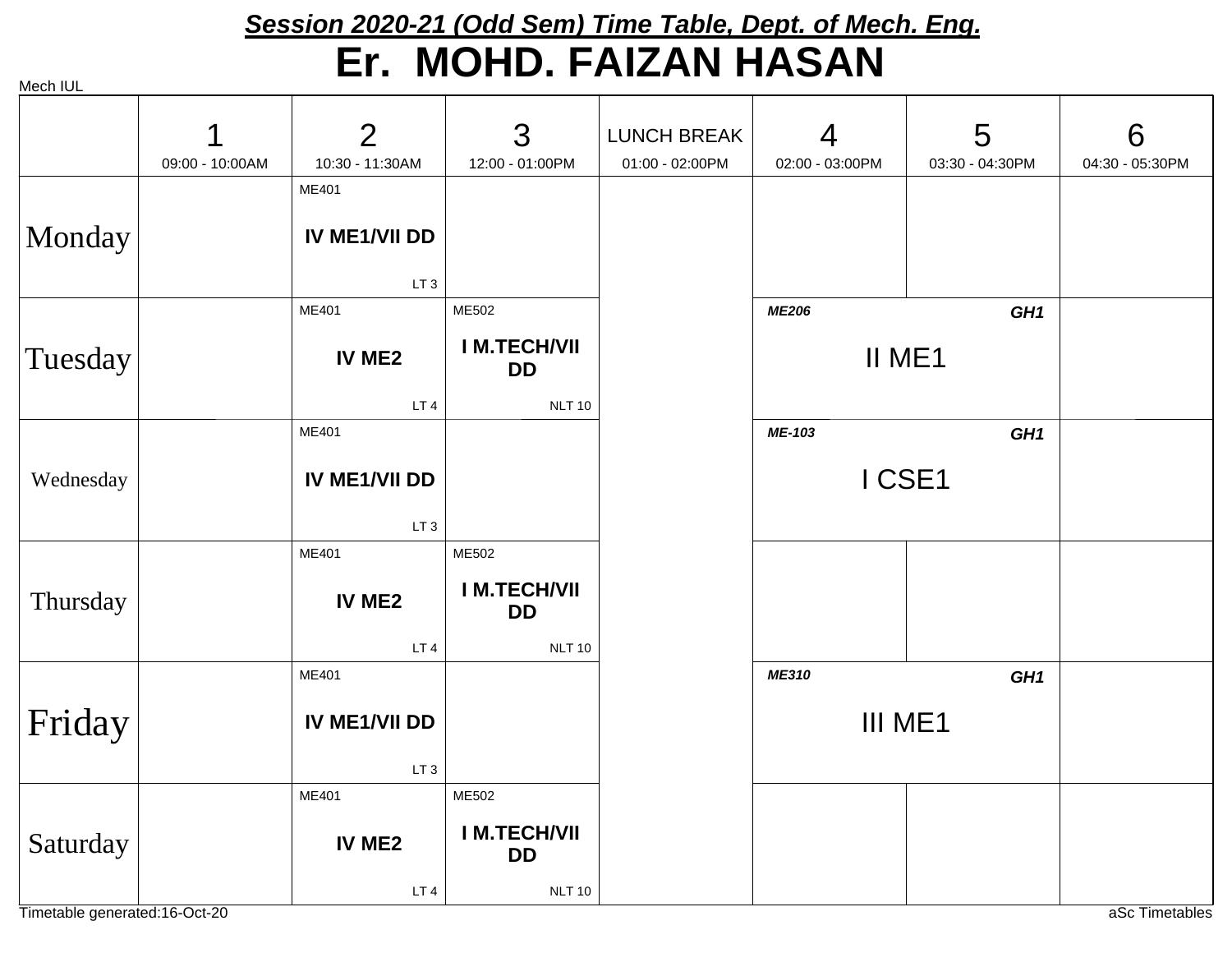## *Session 2020-21 (Odd Sem) Time Table, Dept. of Mech. Eng.*

# Er. MOHD. FAIZAN HASAN

Mech IUL

| | 1<br>09:00 - 10:00AM | 2<br>10:30 - 11:30AM | 3<br>12:00 - 01:00PM | LUNCH BREAK<br>01:00 - 02:00PM | 4<br>02:00 - 03:00PM | 5<br>03:30 - 04:30PM | 6<br>04:30 - 05:30PM |
|---|---|---|---|---|---|---|---|
| Monday | | ME401 **IV ME1/VII DD** LT 3 | | | | | |
| Tuesday | | ME401 **IV ME2** LT 4 | ME502 **I M.TECH/VII DD** NLT 10 | | ***ME206*** II ME1 ***GH1*** | | |
| Wednesday | | ME401 **IV ME1/VII DD** LT 3 | | | ***ME-103*** I CSE1 ***GH1*** | | |
| Thursday | | ME401 **IV ME2** LT 4 | ME502 **I M.TECH/VII DD** NLT 10 | | | | |
| Friday | | ME401 **IV ME1/VII DD** LT 3 | | | ***ME310*** III ME1 ***GH1*** | | |
| Saturday | | ME401 **IV ME2** LT 4 | ME502 **I M.TECH/VII DD** NLT 10 | | | | |

Timetable generated:16-Oct-20

aSc Timetables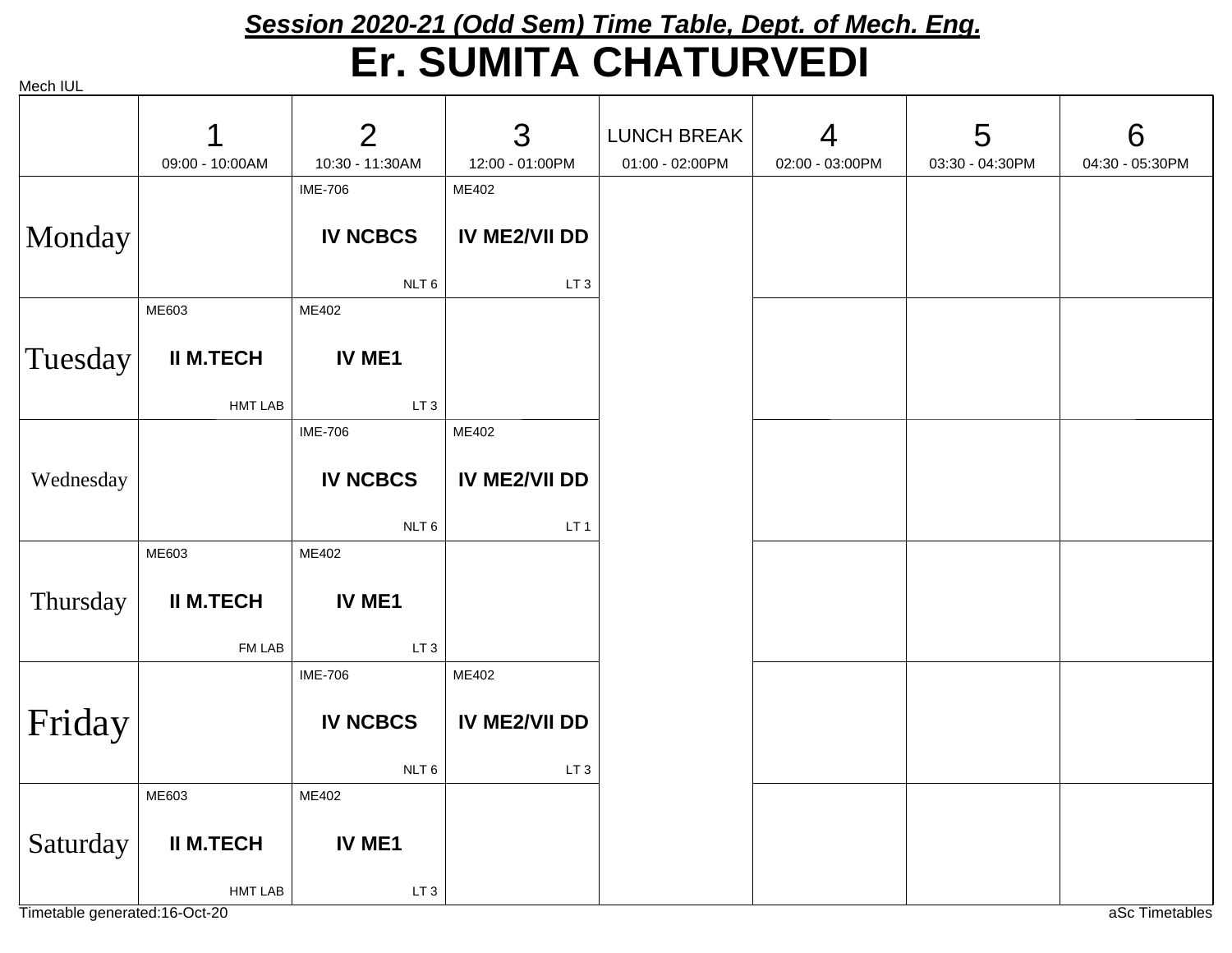## *Session 2020-21 (Odd Sem) Time Table, Dept. of Mech. Eng.*

# Er. SUMITA CHATURVEDI

Mech IUL

| | 1<br>09:00 - 10:00AM | 2<br>10:30 - 11:30AM | 3<br>12:00 - 01:00PM | LUNCH BREAK<br>01:00 - 02:00PM | 4<br>02:00 - 03:00PM | 5<br>03:30 - 04:30PM | 6<br>04:30 - 05:30PM |
|---|---|---|---|---|---|---|---|
| Monday | | IME-706<br>**IV NCBCS**<br>NLT 6 | ME402<br>**IV ME2/VII DD**<br>LT 3 | | | | |
| Tuesday | ME603<br>**II M.TECH**<br>HMT LAB | ME402<br>**IV ME1**<br>LT 3 | | | | | |
| Wednesday | | IME-706<br>**IV NCBCS**<br>NLT 6 | ME402<br>**IV ME2/VII DD**<br>LT 1 | | | | |
| Thursday | ME603<br>**II M.TECH**<br>FM LAB | ME402<br>**IV ME1**<br>LT 3 | | | | | |
| Friday | | IME-706<br>**IV NCBCS**<br>NLT 6 | ME402<br>**IV ME2/VII DD**<br>LT 3 | | | | |
| Saturday | ME603<br>**II M.TECH**<br>HMT LAB | ME402<br>**IV ME1**<br>LT 3 | | | | | |

Timetable generated:16-Oct-20

aSc Timetables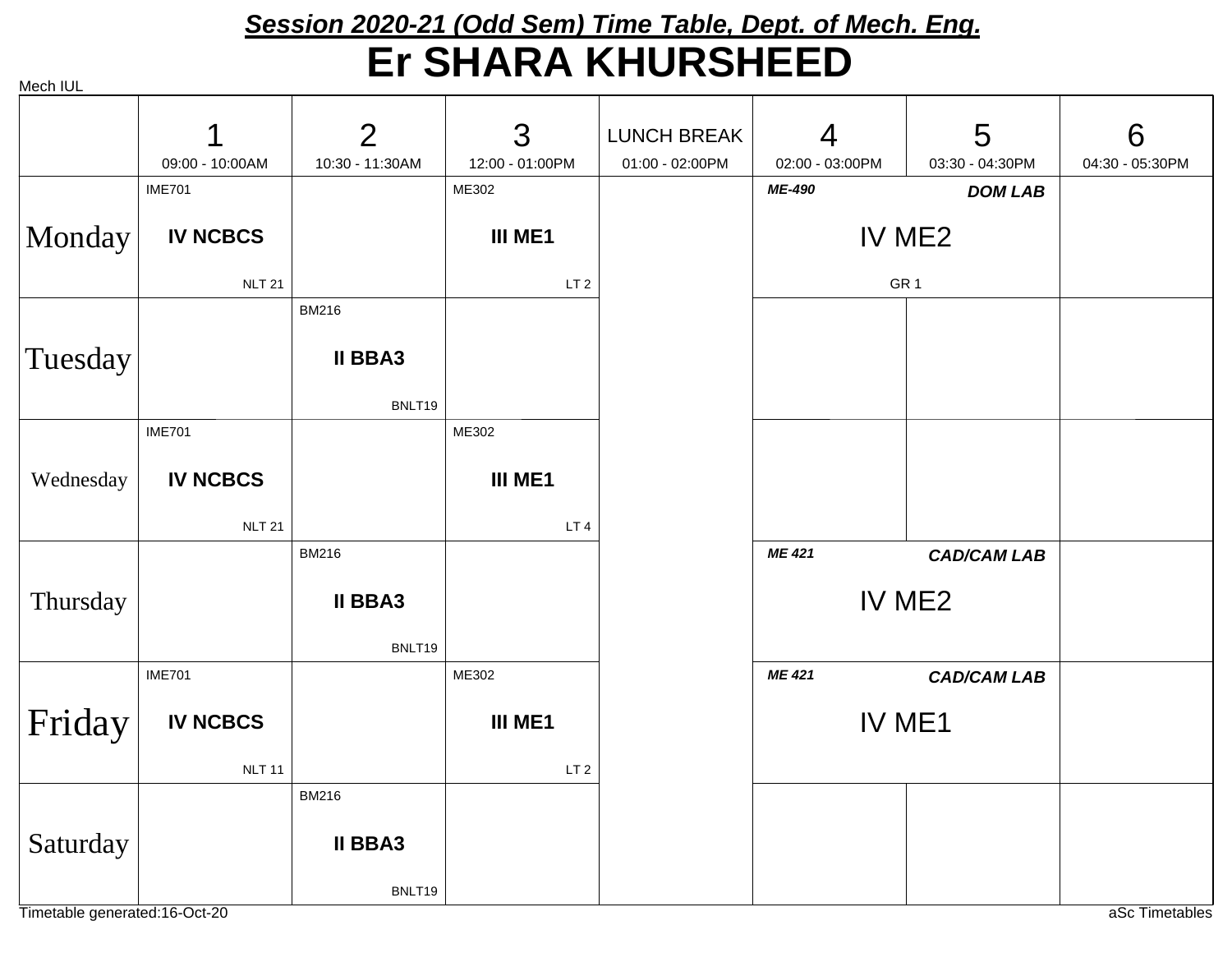# Session 2020-21 (Odd Sem) Time Table, Dept. of Mech. Eng.

# Er SHARA KHURSHEED

Mech IUL

| | 1<br>09:00 - 10:00AM | 2<br>10:30 - 11:30AM | 3<br>12:00 - 01:00PM | LUNCH BREAK<br>01:00 - 02:00PM | 4<br>02:00 - 03:00PM | 5<br>03:30 - 04:30PM | 6<br>04:30 - 05:30PM |
|---|---|---|---|---|---|---|---|
| Monday | IME701<br>**IV NCBCS**<br>NLT 21 | | ME302<br>**III ME1**<br>LT 2 | | ***ME-490*** ***DOM LAB***<br>IV ME2<br>GR 1 | | |
| Tuesday | | BM216<br>**II BBA3**<br>BNLT19 | | | | | |
| Wednesday | IME701<br>**IV NCBCS**<br>NLT 21 | | ME302<br>**III ME1**<br>LT 4 | | | | |
| Thursday | | BM216<br>**II BBA3**<br>BNLT19 | | | ***ME 421*** ***CAD/CAM LAB***<br>IV ME2 | | |
| Friday | IME701<br>**IV NCBCS**<br>NLT 11 | | ME302<br>**III ME1**<br>LT 2 | | ***ME 421*** ***CAD/CAM LAB***<br>IV ME1 | | |
| Saturday | | BM216<br>**II BBA3**<br>BNLT19 | | | | | |

Timetable generated:16-Oct-20

aSc Timetables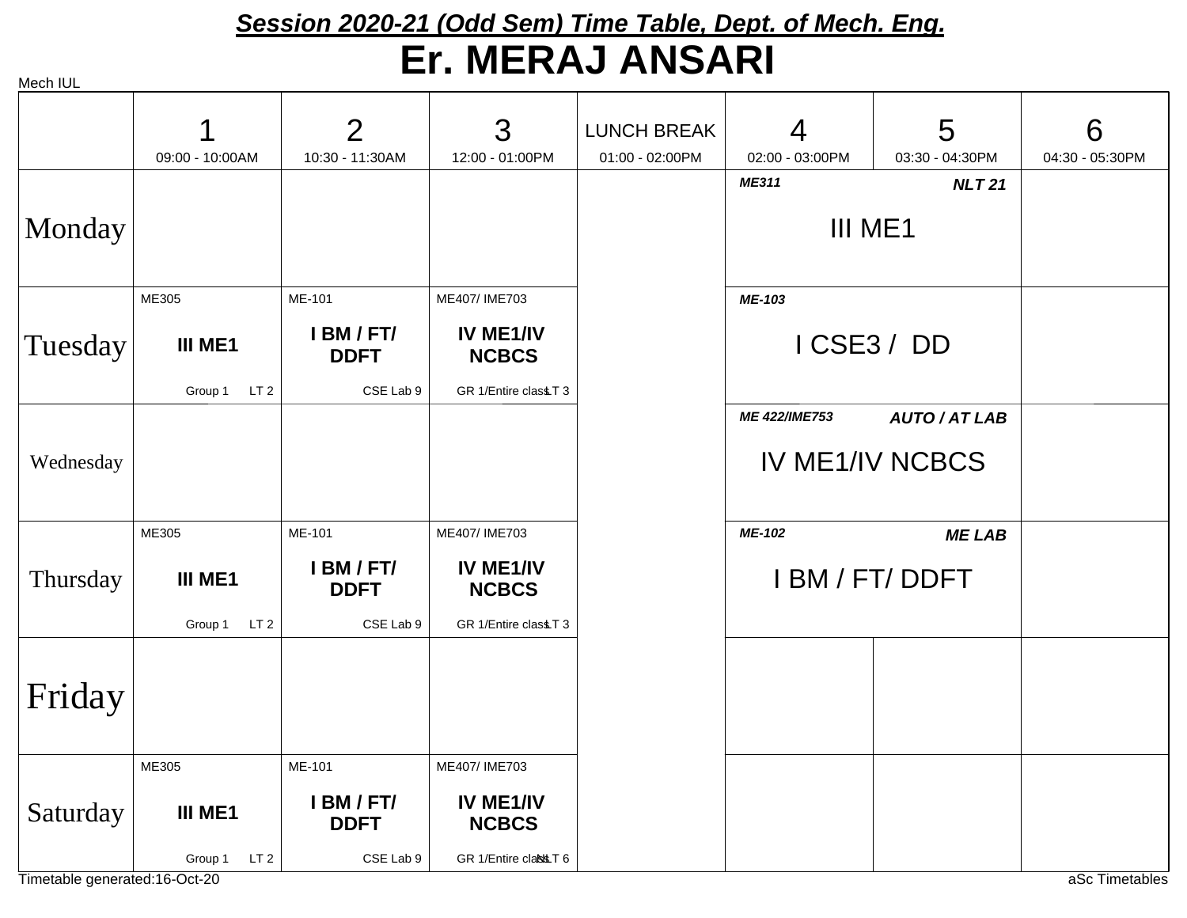# Session 2020-21 (Odd Sem) Time Table, Dept. of Mech. Eng.

# Er. MERAJ ANSARI

Mech IUL

| | 1<br>09:00 - 10:00AM | 2<br>10:30 - 11:30AM | 3<br>12:00 - 01:00PM | LUNCH BREAK<br>01:00 - 02:00PM | 4<br>02:00 - 03:00PM | 5<br>03:30 - 04:30PM | 6<br>04:30 - 05:30PM |
|---|---|---|---|---|---|---|---|
| Monday | | | | | ME311 NLT 21<br>III ME1 | | |
| Tuesday | ME305<br>**III ME1**<br>Group 1 LT 2 | ME-101<br>**I BM / FT/ DDFT**<br>CSE Lab 9 | ME407/ IME703<br>**IV ME1/IV NCBCS**<br>GR 1/Entire class LT 3 | | ME-103<br>I CSE3 / DD | | |
| Wednesday | | | | | ME 422/IME753 AUTO / AT LAB<br>IV ME1/IV NCBCS | | |
| Thursday | ME305<br>**III ME1**<br>Group 1 LT 2 | ME-101<br>**I BM / FT/ DDFT**<br>CSE Lab 9 | ME407/ IME703<br>**IV ME1/IV NCBCS**<br>GR 1/Entire class LT 3 | | ME-102 ME LAB<br>I BM / FT/ DDFT | | |
| Friday | | | | | | | |
| Saturday | ME305<br>**III ME1**<br>Group 1 LT 2 | ME-101<br>**I BM / FT/ DDFT**<br>CSE Lab 9 | ME407/ IME703<br>**IV ME1/IV NCBCS**<br>GR 1/Entire class NLT 6 | | | | |

Timetable generated:16-Oct-20

aSc Timetables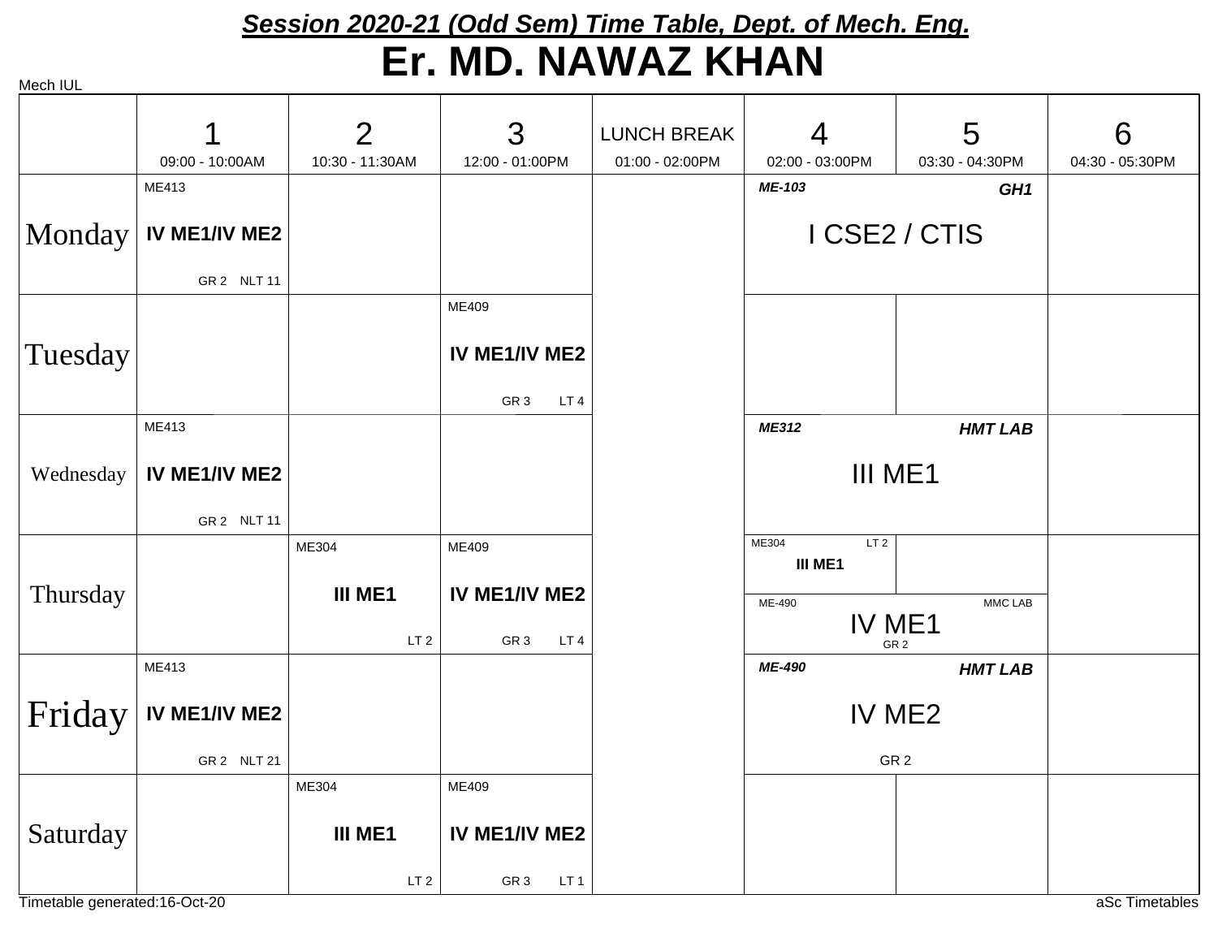# Session 2020-21 (Odd Sem) Time Table, Dept. of Mech. Eng.

## Er. MD. NAWAZ KHAN

Mech IUL

| | 1<br>09:00 - 10:00AM | 2<br>10:30 - 11:30AM | 3<br>12:00 - 01:00PM | LUNCH BREAK<br>01:00 - 02:00PM | 4<br>02:00 - 03:00PM | 5<br>03:30 - 04:30PM | 6<br>04:30 - 05:30PM |
|---|---|---|---|---|---|---|---|
| Monday | ME413<br>**IV ME1/IV ME2**<br>GR 2 NLT 11 | | | | ***ME-103*** ***GH1***<br>I CSE2 / CTIS | | |
| Tuesday | | | ME409<br>**IV ME1/IV ME2**<br>GR 3 LT 4 | | | | |
| Wednesday | ME413<br>**IV ME1/IV ME2**<br>GR 2 NLT 11 | | | | ***ME312*** ***HMT LAB***<br>III ME1 | | |
| Thursday | | ME304<br>**III ME1**<br>LT 2 | ME409<br>**IV ME1/IV ME2**<br>GR 3 LT 4 | | ME304 LT 2<br>**III ME1**<br>ME-490 MMC LAB<br>IV ME1<br>GR 2 | | |
| Friday | ME413<br>**IV ME1/IV ME2**<br>GR 2 NLT 21 | | | | ***ME-490*** ***HMT LAB***<br>IV ME2<br>GR 2 | | |
| Saturday | | ME304<br>**III ME1**<br>LT 2 | ME409<br>**IV ME1/IV ME2**<br>GR 3 LT 1 | | | | |

Timetable generated:16-Oct-20

aSc Timetables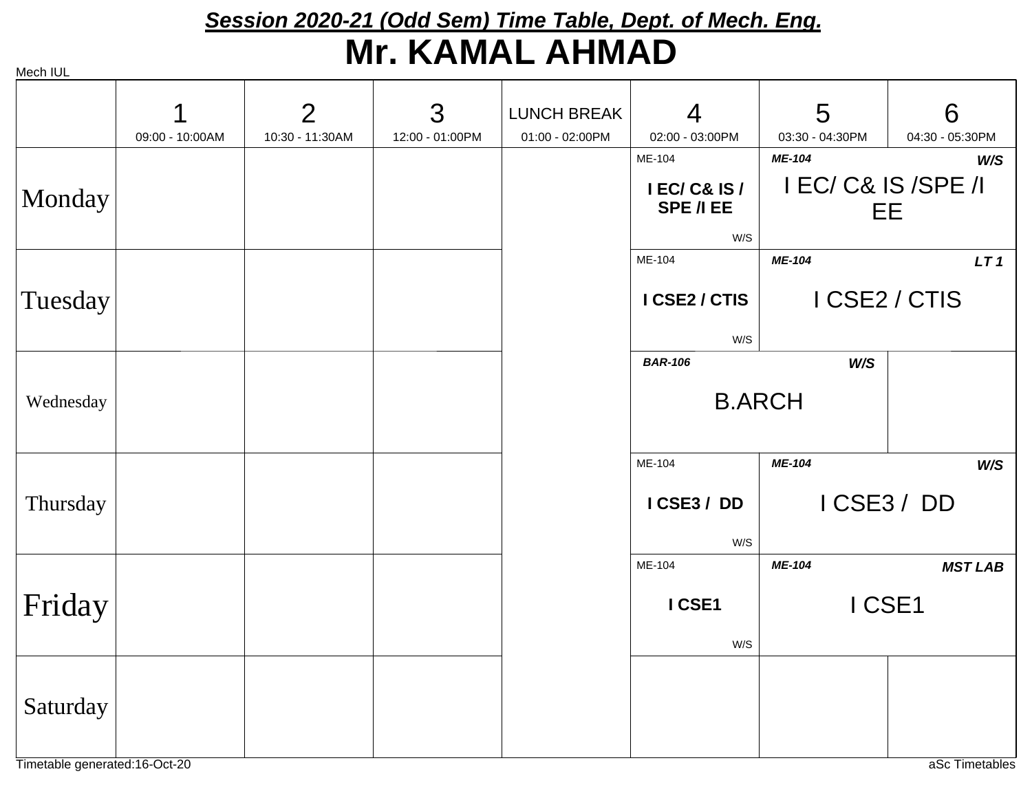## ***Session 2020-21 (Odd Sem) Time Table, Dept. of Mech. Eng.***

# Mr. KAMAL AHMAD

Mech IUL

| | 1<br>09:00 - 10:00AM | 2<br>10:30 - 11:30AM | 3<br>12:00 - 01:00PM | LUNCH BREAK<br>01:00 - 02:00PM | 4<br>02:00 - 03:00PM | 5<br>03:30 - 04:30PM | 6<br>04:30 - 05:30PM |
|---|---|---|---|---|---|---|---|
| Monday | | | | | ME-104<br>**I EC/ C& IS / SPE /I EE**<br>W/S | ***ME-104*** ***W/S***<br>I EC/ C& IS /SPE /I EE | |
| Tuesday | | | | | ME-104<br>**I CSE2 / CTIS**<br>W/S | ***ME-104*** ***LT 1***<br>I CSE2 / CTIS | |
| Wednesday | | | | | ***BAR-106*** ***W/S***<br>B.ARCH | | |
| Thursday | | | | | ME-104<br>**I CSE3 / DD**<br>W/S | ***ME-104*** ***W/S***<br>I CSE3 / DD | |
| Friday | | | | | ME-104<br>**I CSE1**<br>W/S | ***ME-104*** ***MST LAB***<br>I CSE1 | |
| Saturday | | | | | | | |

Timetable generated:16-Oct-20

aSc Timetables